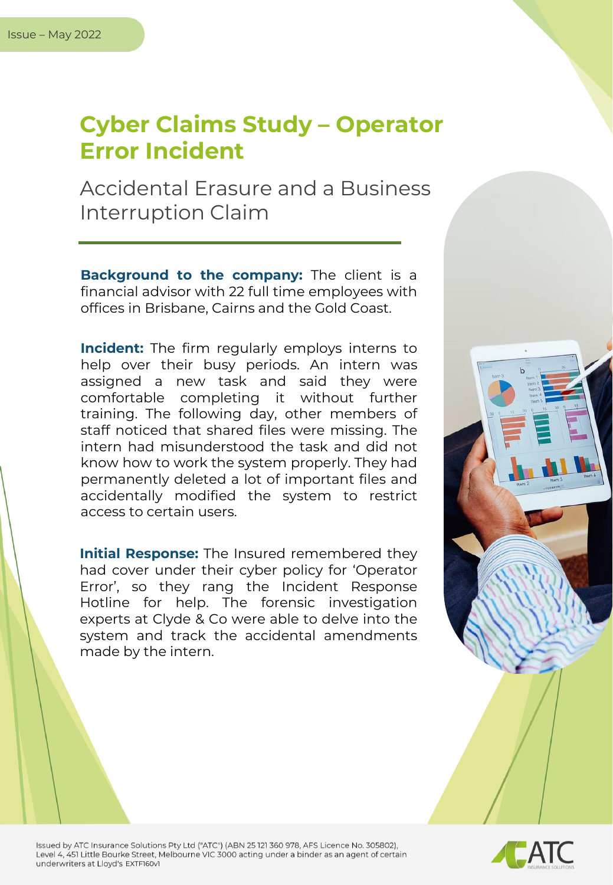Issue – May 2022

# Cyber Claims Study – Operator Error Incident

## Accidental Erasure and a Business Interruption Claim

**Background to the company:** The client is a financial advisor with 22 full time employees with offices in Brisbane, Cairns and the Gold Coast.

**Incident:** The firm regularly employs interns to help over their busy periods. An intern was assigned a new task and said they were comfortable completing it without further training. The following day, other members of staff noticed that shared files were missing. The intern had misunderstood the task and did not know how to work the system properly. They had permanently deleted a lot of important files and accidentally modified the system to restrict access to certain users.

**Initial Response:** The Insured remembered they had cover under their cyber policy for 'Operator Error', so they rang the Incident Response Hotline for help. The forensic investigation experts at Clyde & Co were able to delve into the system and track the accidental amendments made by the intern.

Issued by ATC Insurance Solutions Pty Ltd ("ATC") (ABN 25 121 360 978, AFS Licence No. 305802), Level 4, 451 Little Bourke Street, Melbourne VIC 3000 acting under a binder as an agent of certain underwriters at Lloyd's EXTF160v1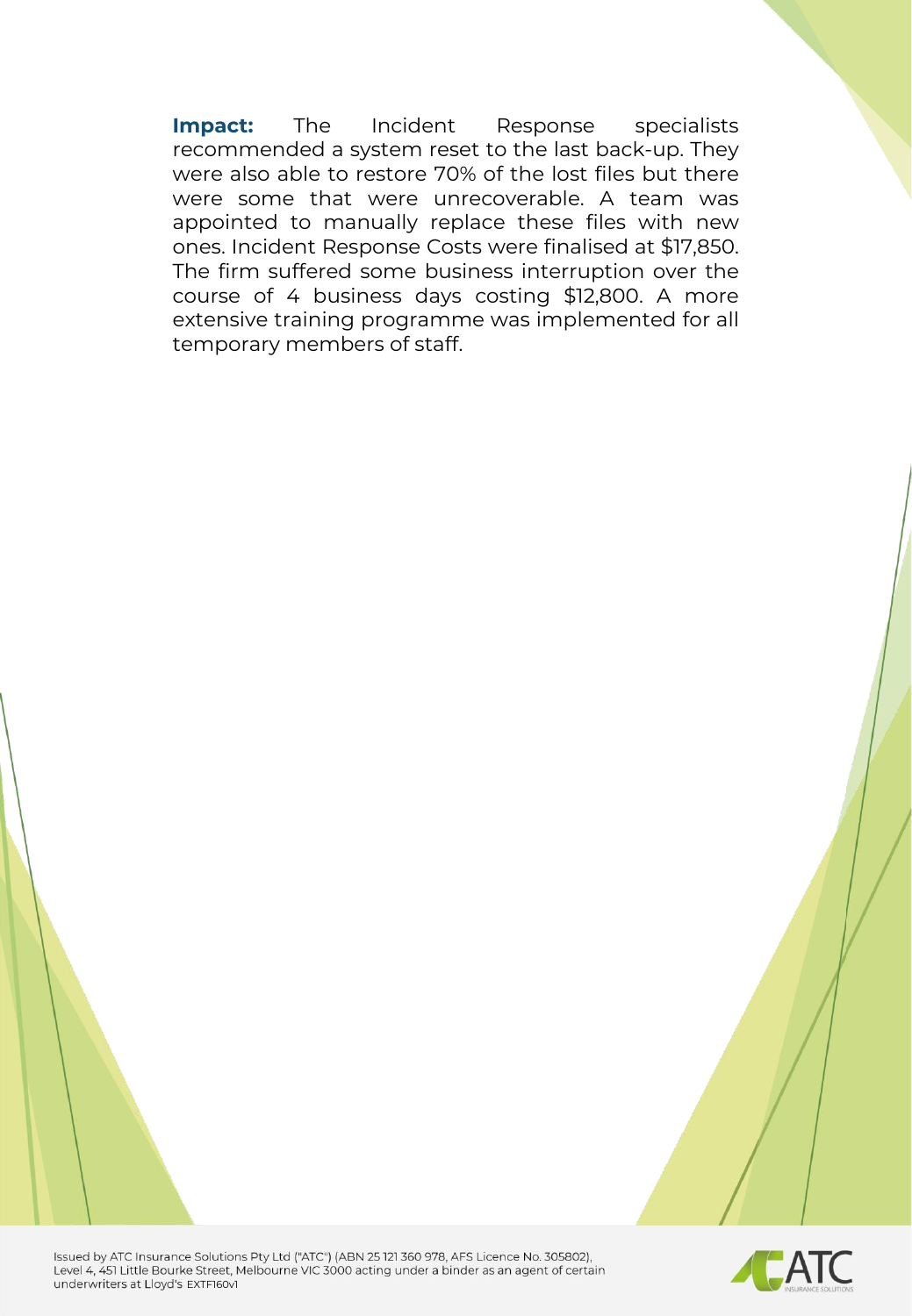**Impact:** The Incident Response specialists recommended a system reset to the last back-up. They were also able to restore 70% of the lost files but there were some that were unrecoverable. A team was appointed to manually replace these files with new ones. Incident Response Costs were finalised at $17,850. The firm suffered some business interruption over the course of 4 business days costing $12,800. A more extensive training programme was implemented for all temporary members of staff.